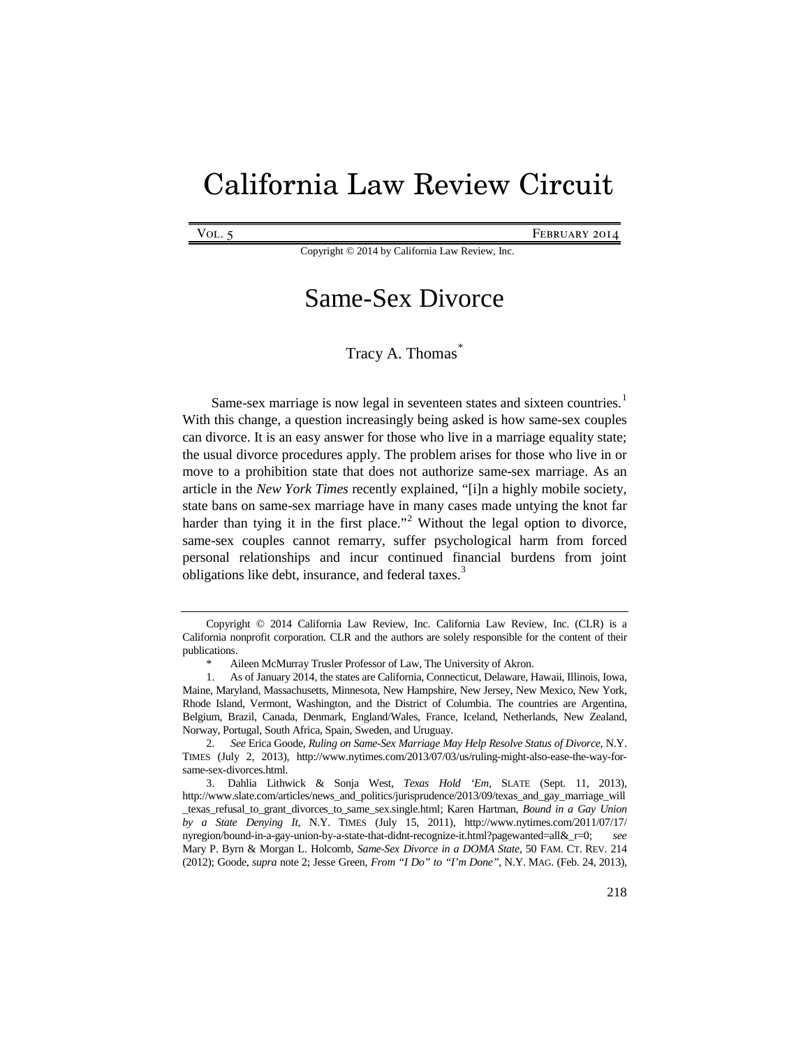# California Law Review Circuit

Vol. 5 February 2014

Copyright © 2014 by California Law Review, Inc.

## Same-Sex Divorce

Tracy A. Thomas[*]

Same-sex marriage is now legal in seventeen states and sixteen countries.[1] With this change, a question increasingly being asked is how same-sex couples can divorce. It is an easy answer for those who live in a marriage equality state; the usual divorce procedures apply. The problem arises for those who live in or move to a prohibition state that does not authorize same-sex marriage. As an article in the *New York Times* recently explained, "[i]n a highly mobile society, state bans on same-sex marriage have in many cases made untying the knot far harder than tying it in the first place."[2] Without the legal option to divorce, same-sex couples cannot remarry, suffer psychological harm from forced personal relationships and incur continued financial burdens from joint obligations like debt, insurance, and federal taxes.[3]

---

Copyright © 2014 California Law Review, Inc. California Law Review, Inc. (CLR) is a California nonprofit corporation. CLR and the authors are solely responsible for the content of their publications.

\* Aileen McMurray Trusler Professor of Law, The University of Akron.

1. As of January 2014, the states are California, Connecticut, Delaware, Hawaii, Illinois, Iowa, Maine, Maryland, Massachusetts, Minnesota, New Hampshire, New Jersey, New Mexico, New York, Rhode Island, Vermont, Washington, and the District of Columbia. The countries are Argentina, Belgium, Brazil, Canada, Denmark, England/Wales, France, Iceland, Netherlands, New Zealand, Norway, Portugal, South Africa, Spain, Sweden, and Uruguay.

2. *See* Erica Goode, *Ruling on Same-Sex Marriage May Help Resolve Status of Divorce*, N.Y. TIMES (July 2, 2013), http://www.nytimes.com/2013/07/03/us/ruling-might-also-ease-the-way-for-same-sex-divorces.html.

3. Dahlia Lithwick & Sonja West, *Texas Hold 'Em*, SLATE (Sept. 11, 2013), http://www.slate.com/articles/news_and_politics/jurisprudence/2013/09/texas_and_gay_marriage_will_texas_refusal_to_grant_divorces_to_same_sex.single.html; Karen Hartman, *Bound in a Gay Union by a State Denying It*, N.Y. TIMES (July 15, 2011), http://www.nytimes.com/2011/07/17/nyregion/bound-in-a-gay-union-by-a-state-that-didnt-recognize-it.html?pagewanted=all&_r=0; *see* Mary P. Byrn & Morgan L. Holcomb, *Same-Sex Divorce in a DOMA State*, 50 FAM. CT. REV. 214 (2012); Goode, *supra* note 2; Jesse Green, *From "I Do" to "I'm Done"*, N.Y. MAG. (Feb. 24, 2013),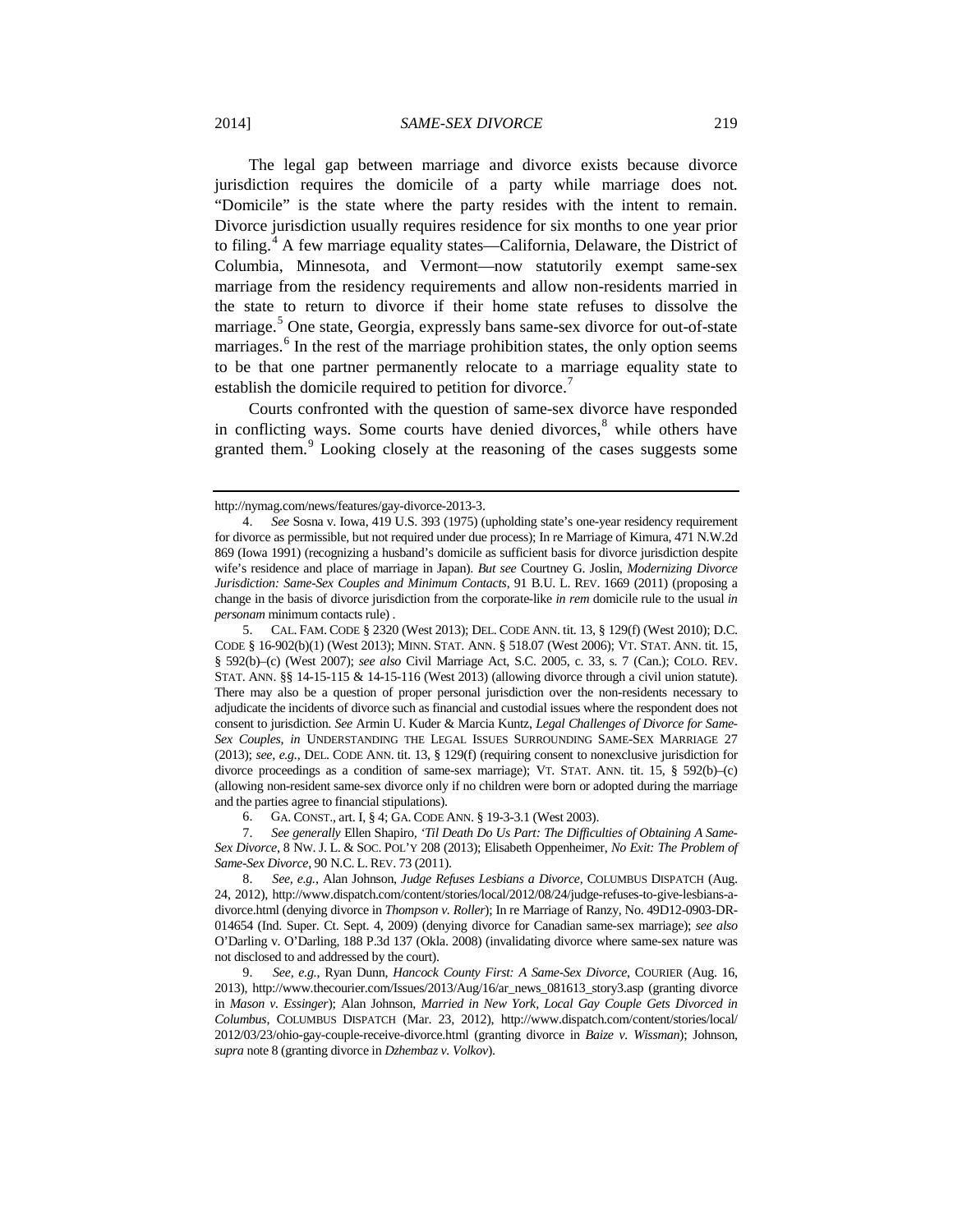The legal gap between marriage and divorce exists because divorce jurisdiction requires the domicile of a party while marriage does not. "Domicile" is the state where the party resides with the intent to remain. Divorce jurisdiction usually requires residence for six months to one year prior to filing.[4] A few marriage equality states—California, Delaware, the District of Columbia, Minnesota, and Vermont—now statutorily exempt same-sex marriage from the residency requirements and allow non-residents married in the state to return to divorce if their home state refuses to dissolve the marriage.[5] One state, Georgia, expressly bans same-sex divorce for out-of-state marriages.[6] In the rest of the marriage prohibition states, the only option seems to be that one partner permanently relocate to a marriage equality state to establish the domicile required to petition for divorce.[7]

Courts confronted with the question of same-sex divorce have responded in conflicting ways. Some courts have denied divorces,[8] while others have granted them.[9] Looking closely at the reasoning of the cases suggests some

---

http://nymag.com/news/features/gay-divorce-2013-3.

4. *See* Sosna v. Iowa, 419 U.S. 393 (1975) (upholding state's one-year residency requirement for divorce as permissible, but not required under due process); In re Marriage of Kimura, 471 N.W.2d 869 (Iowa 1991) (recognizing a husband's domicile as sufficient basis for divorce jurisdiction despite wife's residence and place of marriage in Japan). *But see* Courtney G. Joslin, *Modernizing Divorce Jurisdiction: Same-Sex Couples and Minimum Contacts*, 91 B.U. L. REV. 1669 (2011) (proposing a change in the basis of divorce jurisdiction from the corporate-like *in rem* domicile rule to the usual *in personam* minimum contacts rule) .

5. CAL. FAM. CODE § 2320 (West 2013); DEL. CODE ANN. tit. 13, § 129(f) (West 2010); D.C. CODE § 16-902(b)(1) (West 2013); MINN. STAT. ANN. § 518.07 (West 2006); VT. STAT. ANN. tit. 15, § 592(b)–(c) (West 2007); *see also* Civil Marriage Act, S.C. 2005, c. 33, s. 7 (Can.); COLO. REV. STAT. ANN. §§ 14-15-115 & 14-15-116 (West 2013) (allowing divorce through a civil union statute). There may also be a question of proper personal jurisdiction over the non-residents necessary to adjudicate the incidents of divorce such as financial and custodial issues where the respondent does not consent to jurisdiction. *See* Armin U. Kuder & Marcia Kuntz, *Legal Challenges of Divorce for Same-Sex Couples*, *in* UNDERSTANDING THE LEGAL ISSUES SURROUNDING SAME-SEX MARRIAGE 27 (2013); *see, e.g.*, DEL. CODE ANN. tit. 13, § 129(f) (requiring consent to nonexclusive jurisdiction for divorce proceedings as a condition of same-sex marriage); VT. STAT. ANN. tit. 15, § 592(b)–(c) (allowing non-resident same-sex divorce only if no children were born or adopted during the marriage and the parties agree to financial stipulations).

6. GA. CONST., art. I, § 4; GA. CODE ANN. § 19-3-3.1 (West 2003).

7. *See generally* Ellen Shapiro, *'Til Death Do Us Part: The Difficulties of Obtaining A Same-Sex Divorce*, 8 NW. J. L. & SOC. POL'Y 208 (2013); Elisabeth Oppenheimer, *No Exit: The Problem of Same-Sex Divorce*, 90 N.C. L. REV. 73 (2011).

8. *See, e.g.*, Alan Johnson, *Judge Refuses Lesbians a Divorce*, COLUMBUS DISPATCH (Aug. 24, 2012), http://www.dispatch.com/content/stories/local/2012/08/24/judge-refuses-to-give-lesbians-a-divorce.html (denying divorce in *Thompson v. Roller*); In re Marriage of Ranzy, No. 49D12-0903-DR-014654 (Ind. Super. Ct. Sept. 4, 2009) (denying divorce for Canadian same-sex marriage); *see also* O'Darling v. O'Darling, 188 P.3d 137 (Okla. 2008) (invalidating divorce where same-sex nature was not disclosed to and addressed by the court).

9. *See, e.g.*, Ryan Dunn, *Hancock County First: A Same-Sex Divorce*, COURIER (Aug. 16, 2013), http://www.thecourier.com/Issues/2013/Aug/16/ar_news_081613_story3.asp (granting divorce in *Mason v. Essinger*); Alan Johnson, *Married in New York, Local Gay Couple Gets Divorced in Columbus*, COLUMBUS DISPATCH (Mar. 23, 2012), http://www.dispatch.com/content/stories/local/2012/03/23/ohio-gay-couple-receive-divorce.html (granting divorce in *Baize v. Wissman*); Johnson, *supra* note 8 (granting divorce in *Dzhembaz v. Volkov*).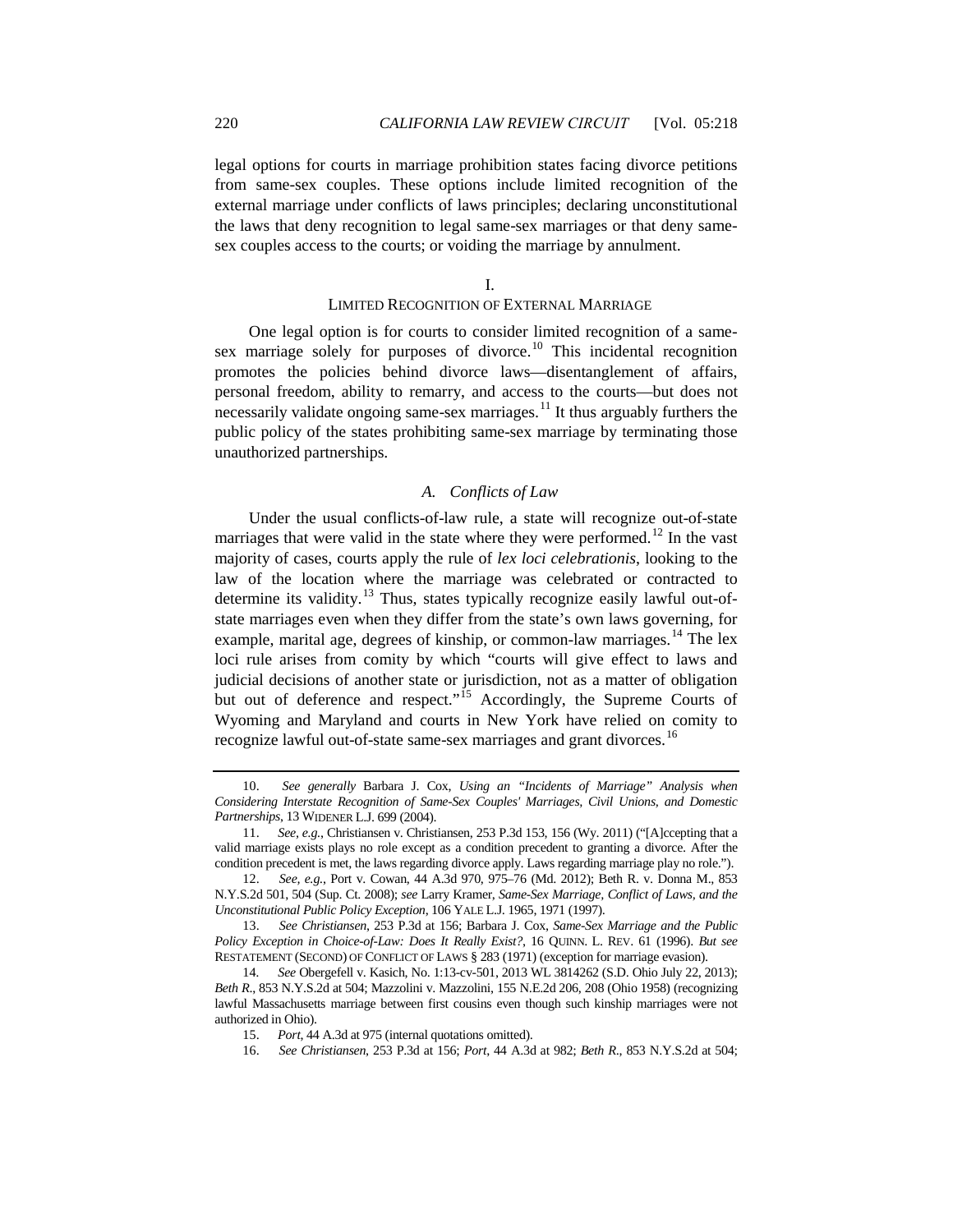legal options for courts in marriage prohibition states facing divorce petitions from same-sex couples. These options include limited recognition of the external marriage under conflicts of laws principles; declaring unconstitutional the laws that deny recognition to legal same-sex marriages or that deny same-sex couples access to the courts; or voiding the marriage by annulment.

## I.
## LIMITED RECOGNITION OF EXTERNAL MARRIAGE

One legal option is for courts to consider limited recognition of a same-sex marriage solely for purposes of divorce.[10] This incidental recognition promotes the policies behind divorce laws—disentanglement of affairs, personal freedom, ability to remarry, and access to the courts—but does not necessarily validate ongoing same-sex marriages.[11] It thus arguably furthers the public policy of the states prohibiting same-sex marriage by terminating those unauthorized partnerships.

### *A. Conflicts of Law*

Under the usual conflicts-of-law rule, a state will recognize out-of-state marriages that were valid in the state where they were performed.[12] In the vast majority of cases, courts apply the rule of *lex loci celebrationis*, looking to the law of the location where the marriage was celebrated or contracted to determine its validity.[13] Thus, states typically recognize easily lawful out-of-state marriages even when they differ from the state's own laws governing, for example, marital age, degrees of kinship, or common-law marriages.[14] The lex loci rule arises from comity by which "courts will give effect to laws and judicial decisions of another state or jurisdiction, not as a matter of obligation but out of deference and respect."[15] Accordingly, the Supreme Courts of Wyoming and Maryland and courts in New York have relied on comity to recognize lawful out-of-state same-sex marriages and grant divorces.[16]

---

10. *See generally* Barbara J. Cox, *Using an "Incidents of Marriage" Analysis when Considering Interstate Recognition of Same-Sex Couples' Marriages, Civil Unions, and Domestic Partnerships*, 13 WIDENER L.J. 699 (2004).

11. *See, e.g.*, Christiansen v. Christiansen, 253 P.3d 153, 156 (Wy. 2011) ("[A]ccepting that a valid marriage exists plays no role except as a condition precedent to granting a divorce. After the condition precedent is met, the laws regarding divorce apply. Laws regarding marriage play no role.").

12. *See, e.g.*, Port v. Cowan, 44 A.3d 970, 975–76 (Md. 2012); Beth R. v. Donna M., 853 N.Y.S.2d 501, 504 (Sup. Ct. 2008); *see* Larry Kramer, *Same-Sex Marriage, Conflict of Laws, and the Unconstitutional Public Policy Exception*, 106 YALE L.J. 1965, 1971 (1997).

13. *See Christiansen*, 253 P.3d at 156; Barbara J. Cox, *Same-Sex Marriage and the Public Policy Exception in Choice-of-Law: Does It Really Exist?*, 16 QUINN. L. REV. 61 (1996). *But see* RESTATEMENT (SECOND) OF CONFLICT OF LAWS § 283 (1971) (exception for marriage evasion).

14. *See* Obergefell v. Kasich, No. 1:13-cv-501, 2013 WL 3814262 (S.D. Ohio July 22, 2013); *Beth R.*, 853 N.Y.S.2d at 504; Mazzolini v. Mazzolini, 155 N.E.2d 206, 208 (Ohio 1958) (recognizing lawful Massachusetts marriage between first cousins even though such kinship marriages were not authorized in Ohio).

15. *Port*, 44 A.3d at 975 (internal quotations omitted).

16. *See Christiansen*, 253 P.3d at 156; *Port*, 44 A.3d at 982; *Beth R.*, 853 N.Y.S.2d at 504;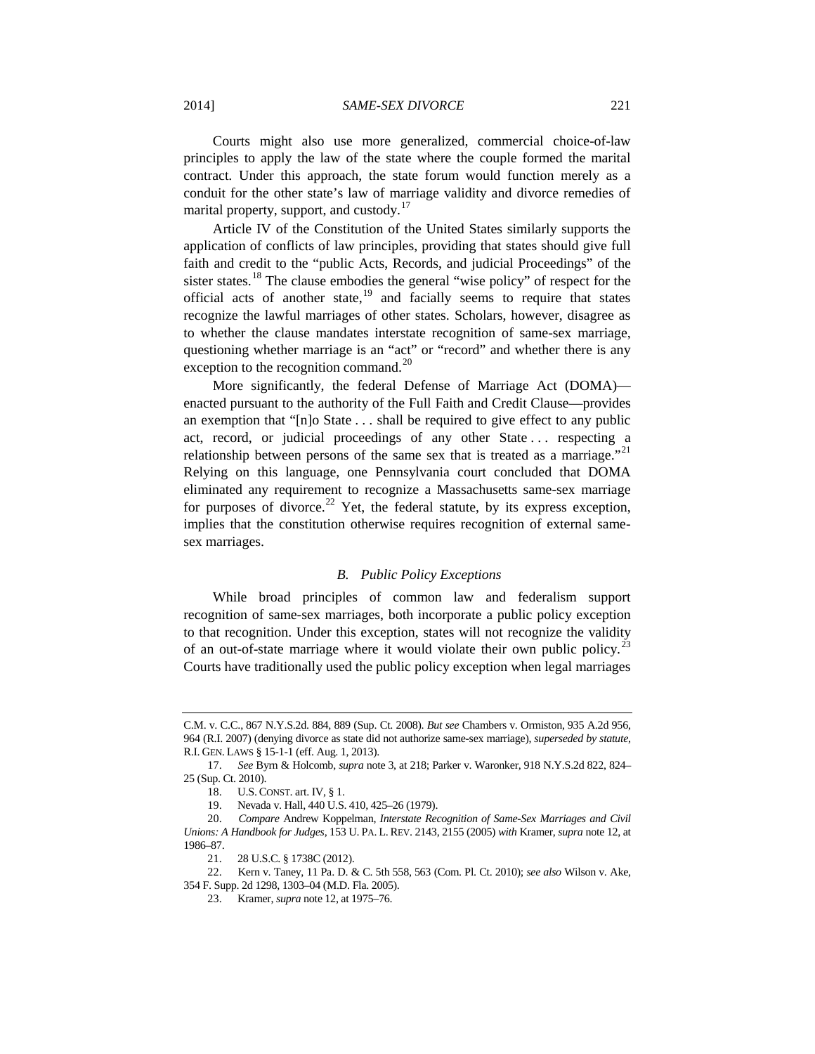Courts might also use more generalized, commercial choice-of-law principles to apply the law of the state where the couple formed the marital contract. Under this approach, the state forum would function merely as a conduit for the other state's law of marriage validity and divorce remedies of marital property, support, and custody.[17]

Article IV of the Constitution of the United States similarly supports the application of conflicts of law principles, providing that states should give full faith and credit to the "public Acts, Records, and judicial Proceedings" of the sister states.[18] The clause embodies the general "wise policy" of respect for the official acts of another state,[19] and facially seems to require that states recognize the lawful marriages of other states. Scholars, however, disagree as to whether the clause mandates interstate recognition of same-sex marriage, questioning whether marriage is an "act" or "record" and whether there is any exception to the recognition command.[20]

More significantly, the federal Defense of Marriage Act (DOMA)—enacted pursuant to the authority of the Full Faith and Credit Clause—provides an exemption that "[n]o State . . . shall be required to give effect to any public act, record, or judicial proceedings of any other State . . . respecting a relationship between persons of the same sex that is treated as a marriage."[21] Relying on this language, one Pennsylvania court concluded that DOMA eliminated any requirement to recognize a Massachusetts same-sex marriage for purposes of divorce.[22] Yet, the federal statute, by its express exception, implies that the constitution otherwise requires recognition of external same-sex marriages.

### *B. Public Policy Exceptions*

While broad principles of common law and federalism support recognition of same-sex marriages, both incorporate a public policy exception to that recognition. Under this exception, states will not recognize the validity of an out-of-state marriage where it would violate their own public policy.[23] Courts have traditionally used the public policy exception when legal marriages

---

C.M. v. C.C., 867 N.Y.S.2d. 884, 889 (Sup. Ct. 2008). *But see* Chambers v. Ormiston, 935 A.2d 956, 964 (R.I. 2007) (denying divorce as state did not authorize same-sex marriage), *superseded by statute*, R.I. GEN. LAWS § 15-1-1 (eff. Aug. 1, 2013).

17. *See* Byrn & Holcomb, *supra* note 3, at 218; Parker v. Waronker, 918 N.Y.S.2d 822, 824–25 (Sup. Ct. 2010).

18. U.S. CONST. art. IV, § 1.

19. Nevada v. Hall, 440 U.S. 410, 425–26 (1979).

20. *Compare* Andrew Koppelman, *Interstate Recognition of Same-Sex Marriages and Civil Unions: A Handbook for Judges*, 153 U. PA. L. REV. 2143, 2155 (2005) *with* Kramer, *supra* note 12, at 1986–87.

21. 28 U.S.C. § 1738C (2012).

22. Kern v. Taney, 11 Pa. D. & C. 5th 558, 563 (Com. Pl. Ct. 2010); *see also* Wilson v. Ake, 354 F. Supp. 2d 1298, 1303–04 (M.D. Fla. 2005).

23. Kramer, *supra* note 12, at 1975–76.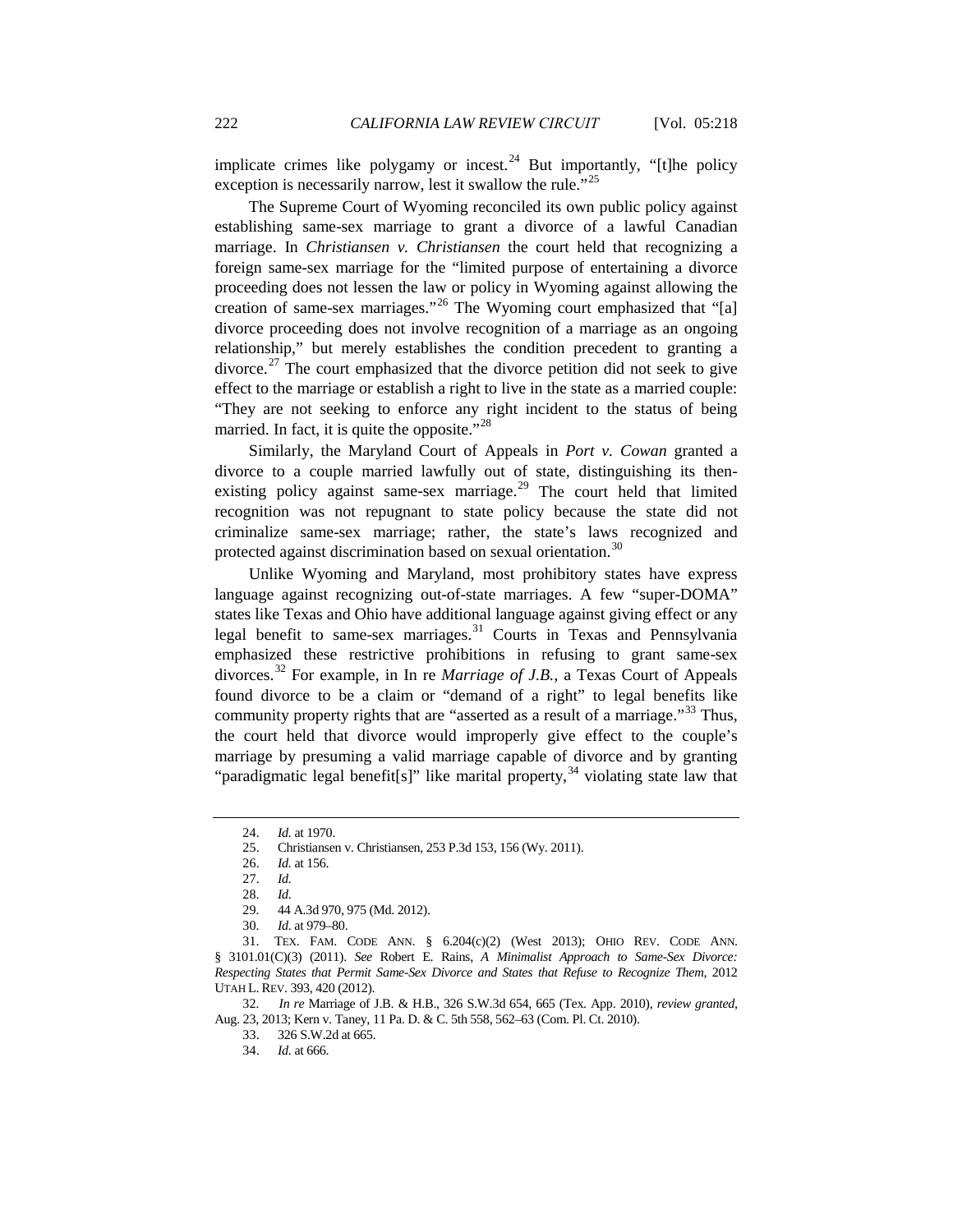implicate crimes like polygamy or incest.[24] But importantly, "[t]he policy exception is necessarily narrow, lest it swallow the rule."[25]

The Supreme Court of Wyoming reconciled its own public policy against establishing same-sex marriage to grant a divorce of a lawful Canadian marriage. In *Christiansen v. Christiansen* the court held that recognizing a foreign same-sex marriage for the "limited purpose of entertaining a divorce proceeding does not lessen the law or policy in Wyoming against allowing the creation of same-sex marriages."[26] The Wyoming court emphasized that "[a] divorce proceeding does not involve recognition of a marriage as an ongoing relationship," but merely establishes the condition precedent to granting a divorce.[27] The court emphasized that the divorce petition did not seek to give effect to the marriage or establish a right to live in the state as a married couple: "They are not seeking to enforce any right incident to the status of being married. In fact, it is quite the opposite."[28]

Similarly, the Maryland Court of Appeals in *Port v. Cowan* granted a divorce to a couple married lawfully out of state, distinguishing its then-existing policy against same-sex marriage.[29] The court held that limited recognition was not repugnant to state policy because the state did not criminalize same-sex marriage; rather, the state's laws recognized and protected against discrimination based on sexual orientation.[30]

Unlike Wyoming and Maryland, most prohibitory states have express language against recognizing out-of-state marriages. A few "super-DOMA" states like Texas and Ohio have additional language against giving effect or any legal benefit to same-sex marriages.[31] Courts in Texas and Pennsylvania emphasized these restrictive prohibitions in refusing to grant same-sex divorces.[32] For example, in In re *Marriage of J.B.*, a Texas Court of Appeals found divorce to be a claim or "demand of a right" to legal benefits like community property rights that are "asserted as a result of a marriage."[33] Thus, the court held that divorce would improperly give effect to the couple's marriage by presuming a valid marriage capable of divorce and by granting "paradigmatic legal benefit[s]" like marital property,[34] violating state law that

---

24. *Id.* at 1970.

25. Christiansen v. Christiansen, 253 P.3d 153, 156 (Wy. 2011).

26. *Id.* at 156.

27. *Id.*

28. *Id.*

29. 44 A.3d 970, 975 (Md. 2012).

30. *Id.* at 979–80.

31. TEX. FAM. CODE ANN. § 6.204(c)(2) (West 2013); OHIO REV. CODE ANN. § 3101.01(C)(3) (2011). *See* Robert E. Rains, *A Minimalist Approach to Same-Sex Divorce: Respecting States that Permit Same-Sex Divorce and States that Refuse to Recognize Them*, 2012 UTAH L. REV. 393, 420 (2012).

32. *In re* Marriage of J.B. & H.B., 326 S.W.3d 654, 665 (Tex. App. 2010), *review granted*, Aug. 23, 2013; Kern v. Taney, 11 Pa. D. & C. 5th 558, 562–63 (Com. Pl. Ct. 2010).

33. 326 S.W.2d at 665.

34. *Id.* at 666.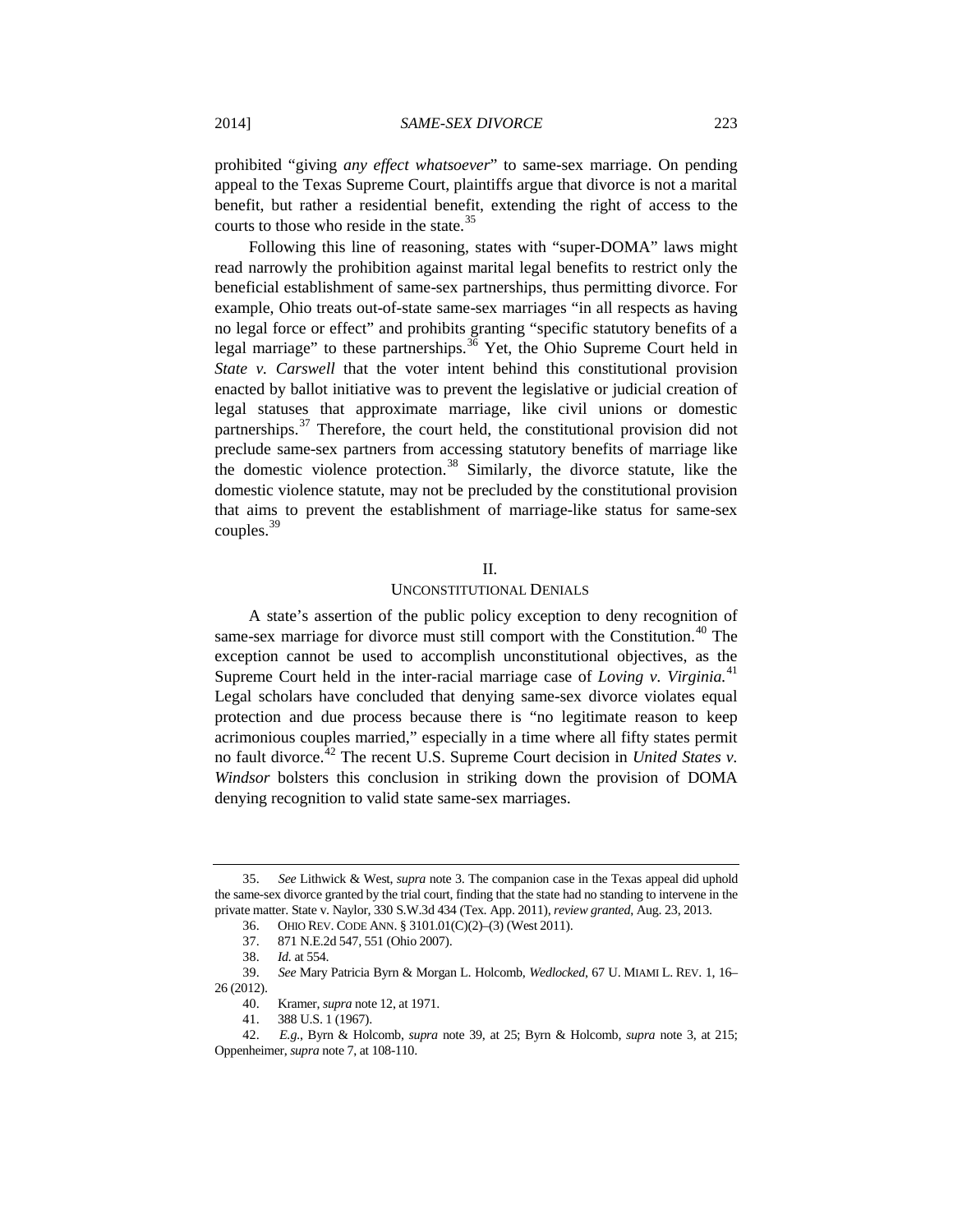prohibited "giving *any effect whatsoever*" to same-sex marriage. On pending appeal to the Texas Supreme Court, plaintiffs argue that divorce is not a marital benefit, but rather a residential benefit, extending the right of access to the courts to those who reside in the state.[35]

Following this line of reasoning, states with "super-DOMA" laws might read narrowly the prohibition against marital legal benefits to restrict only the beneficial establishment of same-sex partnerships, thus permitting divorce. For example, Ohio treats out-of-state same-sex marriages "in all respects as having no legal force or effect" and prohibits granting "specific statutory benefits of a legal marriage" to these partnerships.[36] Yet, the Ohio Supreme Court held in *State v. Carswell* that the voter intent behind this constitutional provision enacted by ballot initiative was to prevent the legislative or judicial creation of legal statuses that approximate marriage, like civil unions or domestic partnerships.[37] Therefore, the court held, the constitutional provision did not preclude same-sex partners from accessing statutory benefits of marriage like the domestic violence protection.[38] Similarly, the divorce statute, like the domestic violence statute, may not be precluded by the constitutional provision that aims to prevent the establishment of marriage-like status for same-sex couples.[39]

## II.
## UNCONSTITUTIONAL DENIALS

A state's assertion of the public policy exception to deny recognition of same-sex marriage for divorce must still comport with the Constitution.[40] The exception cannot be used to accomplish unconstitutional objectives, as the Supreme Court held in the inter-racial marriage case of *Loving v. Virginia.*[41] Legal scholars have concluded that denying same-sex divorce violates equal protection and due process because there is "no legitimate reason to keep acrimonious couples married," especially in a time where all fifty states permit no fault divorce.[42] The recent U.S. Supreme Court decision in *United States v. Windsor* bolsters this conclusion in striking down the provision of DOMA denying recognition to valid state same-sex marriages.

---

35. *See* Lithwick & West, *supra* note 3. The companion case in the Texas appeal did uphold the same-sex divorce granted by the trial court, finding that the state had no standing to intervene in the private matter. State v. Naylor, 330 S.W.3d 434 (Tex. App. 2011), *review granted*, Aug. 23, 2013.

36. OHIO REV. CODE ANN. § 3101.01(C)(2)–(3) (West 2011).

37. 871 N.E.2d 547, 551 (Ohio 2007).

38. *Id.* at 554.

39. *See* Mary Patricia Byrn & Morgan L. Holcomb, *Wedlocked*, 67 U. MIAMI L. REV. 1, 16–26 (2012).

40. Kramer, *supra* note 12, at 1971.

41. 388 U.S. 1 (1967).

42. *E.g.*, Byrn & Holcomb, *supra* note 39, at 25; Byrn & Holcomb, *supra* note 3, at 215; Oppenheimer, *supra* note 7, at 108-110.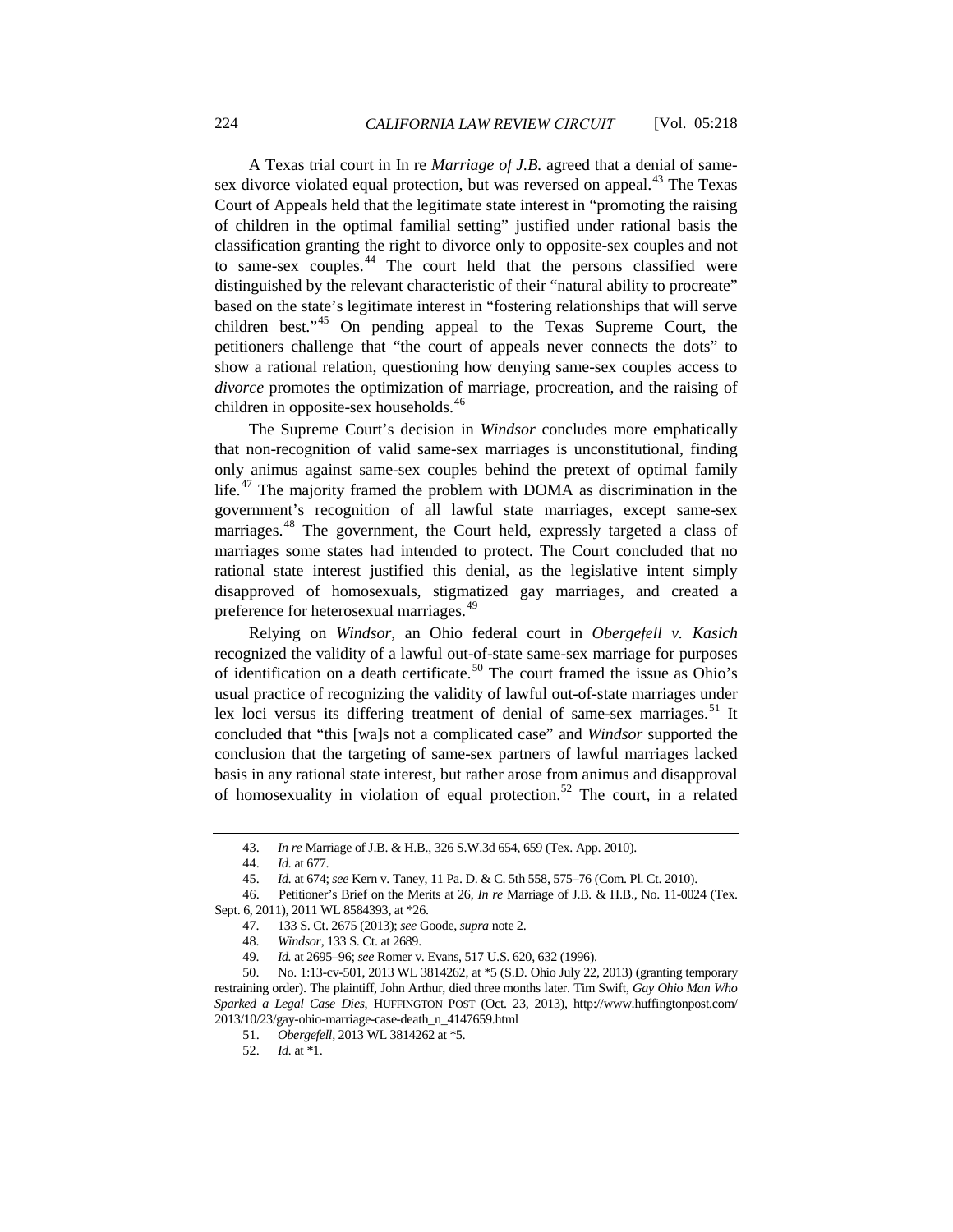A Texas trial court in In re *Marriage of J.B.* agreed that a denial of same-sex divorce violated equal protection, but was reversed on appeal.[43] The Texas Court of Appeals held that the legitimate state interest in "promoting the raising of children in the optimal familial setting" justified under rational basis the classification granting the right to divorce only to opposite-sex couples and not to same-sex couples.[44] The court held that the persons classified were distinguished by the relevant characteristic of their "natural ability to procreate" based on the state's legitimate interest in "fostering relationships that will serve children best."[45] On pending appeal to the Texas Supreme Court, the petitioners challenge that "the court of appeals never connects the dots" to show a rational relation, questioning how denying same-sex couples access to *divorce* promotes the optimization of marriage, procreation, and the raising of children in opposite-sex households.[46]

The Supreme Court's decision in *Windsor* concludes more emphatically that non-recognition of valid same-sex marriages is unconstitutional, finding only animus against same-sex couples behind the pretext of optimal family life.[47] The majority framed the problem with DOMA as discrimination in the government's recognition of all lawful state marriages, except same-sex marriages.[48] The government, the Court held, expressly targeted a class of marriages some states had intended to protect. The Court concluded that no rational state interest justified this denial, as the legislative intent simply disapproved of homosexuals, stigmatized gay marriages, and created a preference for heterosexual marriages.[49]

Relying on *Windsor*, an Ohio federal court in *Obergefell v. Kasich* recognized the validity of a lawful out-of-state same-sex marriage for purposes of identification on a death certificate.[50] The court framed the issue as Ohio's usual practice of recognizing the validity of lawful out-of-state marriages under lex loci versus its differing treatment of denial of same-sex marriages.[51] It concluded that "this [wa]s not a complicated case" and *Windsor* supported the conclusion that the targeting of same-sex partners of lawful marriages lacked basis in any rational state interest, but rather arose from animus and disapproval of homosexuality in violation of equal protection.[52] The court, in a related

---

43. *In re* Marriage of J.B. & H.B., 326 S.W.3d 654, 659 (Tex. App. 2010).

44. *Id.* at 677.

45. *Id.* at 674; *see* Kern v. Taney, 11 Pa. D. & C. 5th 558, 575–76 (Com. Pl. Ct. 2010).

46. Petitioner's Brief on the Merits at 26, *In re* Marriage of J.B. & H.B., No. 11-0024 (Tex. Sept. 6, 2011), 2011 WL 8584393, at *26.

47. 133 S. Ct. 2675 (2013); *see* Goode, *supra* note 2.

48. *Windsor*, 133 S. Ct. at 2689.

49. *Id.* at 2695–96; *see* Romer v. Evans, 517 U.S. 620, 632 (1996).

50. No. 1:13-cv-501, 2013 WL 3814262, at *5 (S.D. Ohio July 22, 2013) (granting temporary restraining order). The plaintiff, John Arthur, died three months later. Tim Swift, *Gay Ohio Man Who Sparked a Legal Case Dies*, HUFFINGTON POST (Oct. 23, 2013), http://www.huffingtonpost.com/2013/10/23/gay-ohio-marriage-case-death_n_4147659.html

51. *Obergefell*, 2013 WL 3814262 at *5.

52. *Id.* at *1.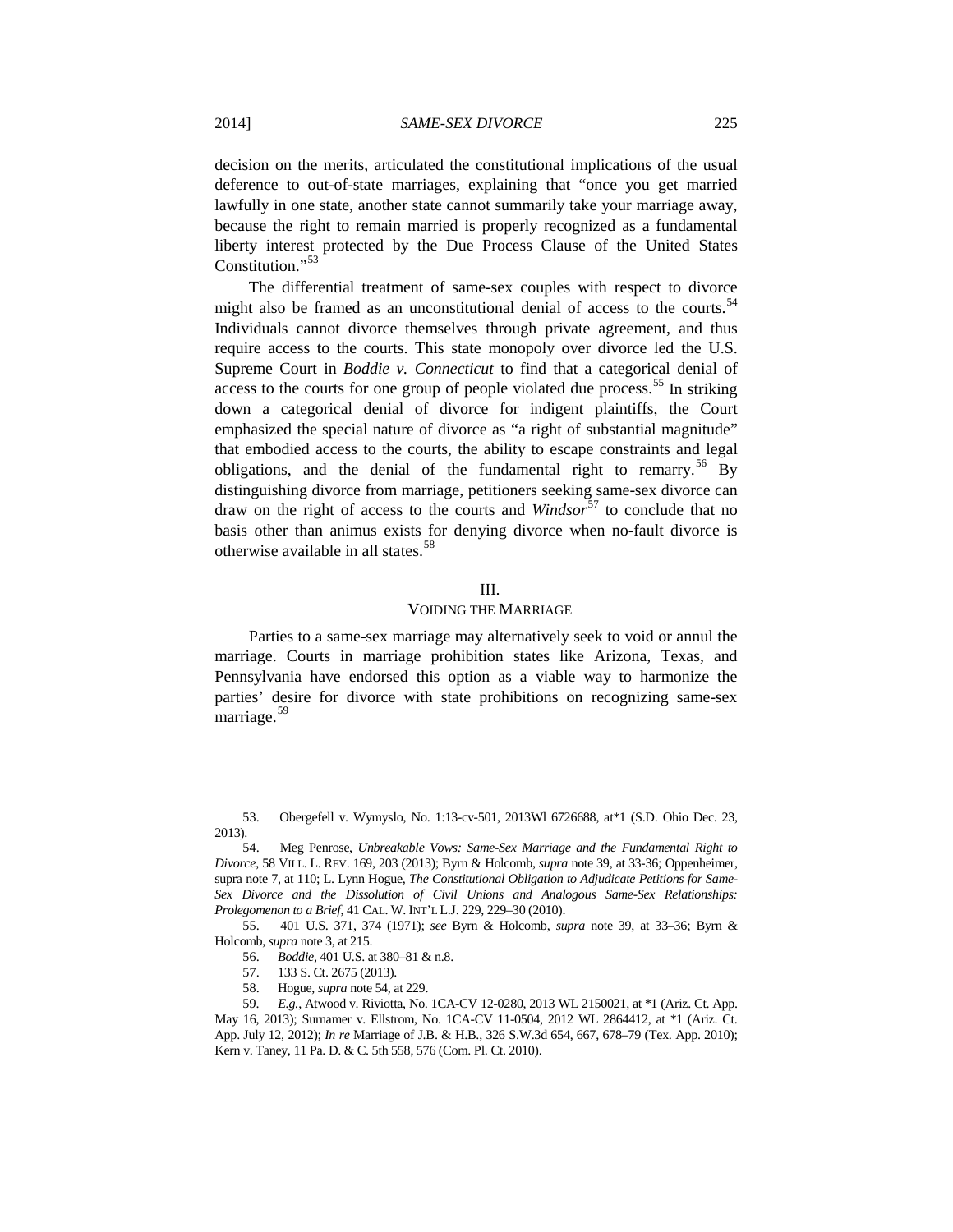decision on the merits, articulated the constitutional implications of the usual deference to out-of-state marriages, explaining that "once you get married lawfully in one state, another state cannot summarily take your marriage away, because the right to remain married is properly recognized as a fundamental liberty interest protected by the Due Process Clause of the United States Constitution."[53]

The differential treatment of same-sex couples with respect to divorce might also be framed as an unconstitutional denial of access to the courts.[54] Individuals cannot divorce themselves through private agreement, and thus require access to the courts. This state monopoly over divorce led the U.S. Supreme Court in *Boddie v. Connecticut* to find that a categorical denial of access to the courts for one group of people violated due process.[55] In striking down a categorical denial of divorce for indigent plaintiffs, the Court emphasized the special nature of divorce as "a right of substantial magnitude" that embodied access to the courts, the ability to escape constraints and legal obligations, and the denial of the fundamental right to remarry.[56] By distinguishing divorce from marriage, petitioners seeking same-sex divorce can draw on the right of access to the courts and *Windsor*[57] to conclude that no basis other than animus exists for denying divorce when no-fault divorce is otherwise available in all states.[58]

## III.
## VOIDING THE MARRIAGE

Parties to a same-sex marriage may alternatively seek to void or annul the marriage. Courts in marriage prohibition states like Arizona, Texas, and Pennsylvania have endorsed this option as a viable way to harmonize the parties' desire for divorce with state prohibitions on recognizing same-sex marriage.[59]

---

53. Obergefell v. Wymyslo, No. 1:13-cv-501, 2013Wl 6726688, at*1 (S.D. Ohio Dec. 23, 2013).

54. Meg Penrose, *Unbreakable Vows: Same-Sex Marriage and the Fundamental Right to Divorce*, 58 VILL. L. REV. 169, 203 (2013); Byrn & Holcomb, *supra* note 39, at 33-36; Oppenheimer, supra note 7, at 110; L. Lynn Hogue, *The Constitutional Obligation to Adjudicate Petitions for Same-Sex Divorce and the Dissolution of Civil Unions and Analogous Same-Sex Relationships: Prolegomenon to a Brief*, 41 CAL. W. INT'L L.J. 229, 229–30 (2010).

55. 401 U.S. 371, 374 (1971); *see* Byrn & Holcomb, *supra* note 39, at 33–36; Byrn & Holcomb, *supra* note 3, at 215.

56. *Boddie*, 401 U.S. at 380–81 & n.8.

57. 133 S. Ct. 2675 (2013).

58. Hogue, *supra* note 54, at 229.

59. *E.g.*, Atwood v. Riviotta, No. 1CA-CV 12-0280, 2013 WL 2150021, at *1 (Ariz. Ct. App. May 16, 2013); Surnamer v. Ellstrom, No. 1CA-CV 11-0504, 2012 WL 2864412, at *1 (Ariz. Ct. App. July 12, 2012); *In re* Marriage of J.B. & H.B., 326 S.W.3d 654, 667, 678–79 (Tex. App. 2010); Kern v. Taney, 11 Pa. D. & C. 5th 558, 576 (Com. Pl. Ct. 2010).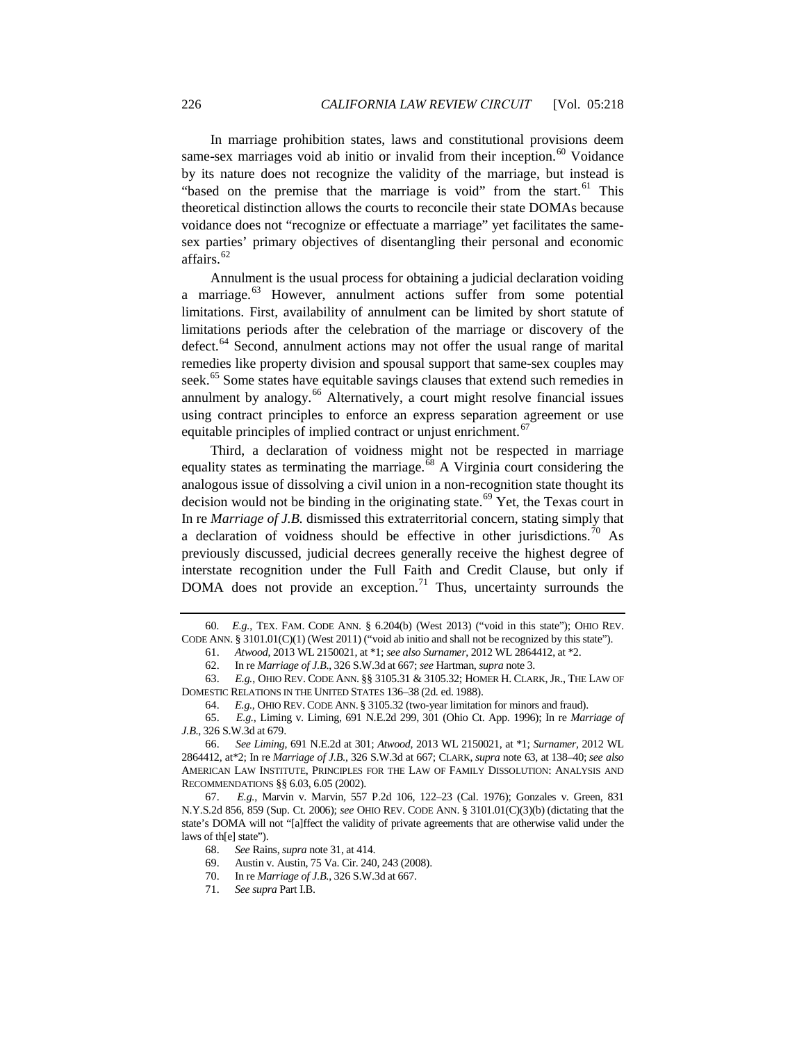In marriage prohibition states, laws and constitutional provisions deem same-sex marriages void ab initio or invalid from their inception.[60] Voidance by its nature does not recognize the validity of the marriage, but instead is "based on the premise that the marriage is void" from the start.[61] This theoretical distinction allows the courts to reconcile their state DOMAs because voidance does not "recognize or effectuate a marriage" yet facilitates the same-sex parties' primary objectives of disentangling their personal and economic affairs.[62]

Annulment is the usual process for obtaining a judicial declaration voiding a marriage.[63] However, annulment actions suffer from some potential limitations. First, availability of annulment can be limited by short statute of limitations periods after the celebration of the marriage or discovery of the defect.[64] Second, annulment actions may not offer the usual range of marital remedies like property division and spousal support that same-sex couples may seek.[65] Some states have equitable savings clauses that extend such remedies in annulment by analogy.[66] Alternatively, a court might resolve financial issues using contract principles to enforce an express separation agreement or use equitable principles of implied contract or unjust enrichment.[67]

Third, a declaration of voidness might not be respected in marriage equality states as terminating the marriage.[68] A Virginia court considering the analogous issue of dissolving a civil union in a non-recognition state thought its decision would not be binding in the originating state.[69] Yet, the Texas court in In re *Marriage of J.B.* dismissed this extraterritorial concern, stating simply that a declaration of voidness should be effective in other jurisdictions.[70] As previously discussed, judicial decrees generally receive the highest degree of interstate recognition under the Full Faith and Credit Clause, but only if DOMA does not provide an exception.[71] Thus, uncertainty surrounds the

---

60. *E.g.*, TEX. FAM. CODE ANN. § 6.204(b) (West 2013) ("void in this state"); OHIO REV. CODE ANN. § 3101.01(C)(1) (West 2011) ("void ab initio and shall not be recognized by this state").

61. *Atwood*, 2013 WL 2150021, at *1; *see also Surnamer*, 2012 WL 2864412, at *2.

62. In re *Marriage of J.B.*, 326 S.W.3d at 667; *see* Hartman, *supra* note 3.

63. *E.g.*, OHIO REV. CODE ANN. §§ 3105.31 & 3105.32; HOMER H. CLARK, JR., THE LAW OF DOMESTIC RELATIONS IN THE UNITED STATES 136–38 (2d. ed. 1988).

64. *E.g.*, OHIO REV. CODE ANN. § 3105.32 (two-year limitation for minors and fraud).

65. *E.g.*, Liming v. Liming, 691 N.E.2d 299, 301 (Ohio Ct. App. 1996); In re *Marriage of J.B.*, 326 S.W.3d at 679.

66. *See Liming*, 691 N.E.2d at 301; *Atwood*, 2013 WL 2150021, at *1; *Surnamer*, 2012 WL 2864412, at*2; In re *Marriage of J.B.*, 326 S.W.3d at 667; CLARK, *supra* note 63, at 138–40; *see also* AMERICAN LAW INSTITUTE, PRINCIPLES FOR THE LAW OF FAMILY DISSOLUTION: ANALYSIS AND RECOMMENDATIONS §§ 6.03, 6.05 (2002).

67. *E.g.*, Marvin v. Marvin, 557 P.2d 106, 122–23 (Cal. 1976); Gonzales v. Green, 831 N.Y.S.2d 856, 859 (Sup. Ct. 2006); *see* OHIO REV. CODE ANN. § 3101.01(C)(3)(b) (dictating that the state's DOMA will not "[a]ffect the validity of private agreements that are otherwise valid under the laws of th[e] state").

68. *See* Rains, *supra* note 31, at 414.

69. Austin v. Austin, 75 Va. Cir. 240, 243 (2008).

70. In re *Marriage of J.B.*, 326 S.W.3d at 667.

71. *See supra* Part I.B.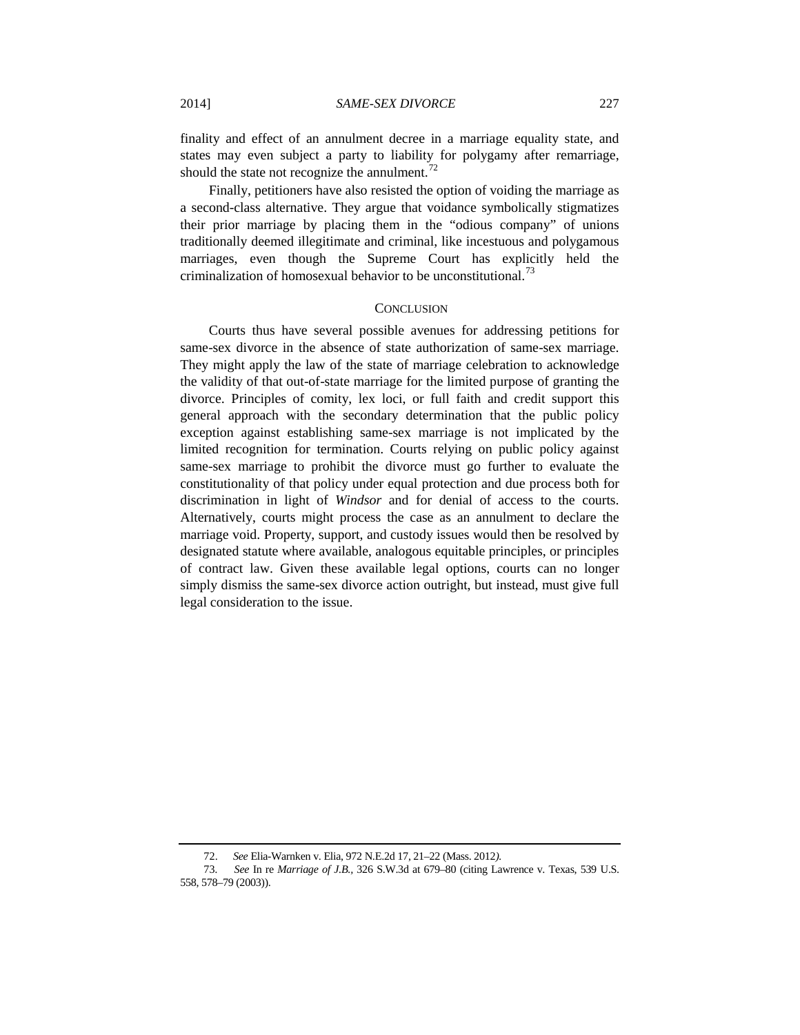finality and effect of an annulment decree in a marriage equality state, and states may even subject a party to liability for polygamy after remarriage, should the state not recognize the annulment.[72]

Finally, petitioners have also resisted the option of voiding the marriage as a second-class alternative. They argue that voidance symbolically stigmatizes their prior marriage by placing them in the "odious company" of unions traditionally deemed illegitimate and criminal, like incestuous and polygamous marriages, even though the Supreme Court has explicitly held the criminalization of homosexual behavior to be unconstitutional.[73]

## CONCLUSION

Courts thus have several possible avenues for addressing petitions for same-sex divorce in the absence of state authorization of same-sex marriage. They might apply the law of the state of marriage celebration to acknowledge the validity of that out-of-state marriage for the limited purpose of granting the divorce. Principles of comity, lex loci, or full faith and credit support this general approach with the secondary determination that the public policy exception against establishing same-sex marriage is not implicated by the limited recognition for termination. Courts relying on public policy against same-sex marriage to prohibit the divorce must go further to evaluate the constitutionality of that policy under equal protection and due process both for discrimination in light of *Windsor* and for denial of access to the courts. Alternatively, courts might process the case as an annulment to declare the marriage void. Property, support, and custody issues would then be resolved by designated statute where available, analogous equitable principles, or principles of contract law. Given these available legal options, courts can no longer simply dismiss the same-sex divorce action outright, but instead, must give full legal consideration to the issue.

---

72. *See* Elia-Warnken v. Elia, 972 N.E.2d 17, 21–22 (Mass. 2012).

73. *See* In re *Marriage of J.B.*, 326 S.W.3d at 679–80 (citing Lawrence v. Texas, 539 U.S. 558, 578–79 (2003)).